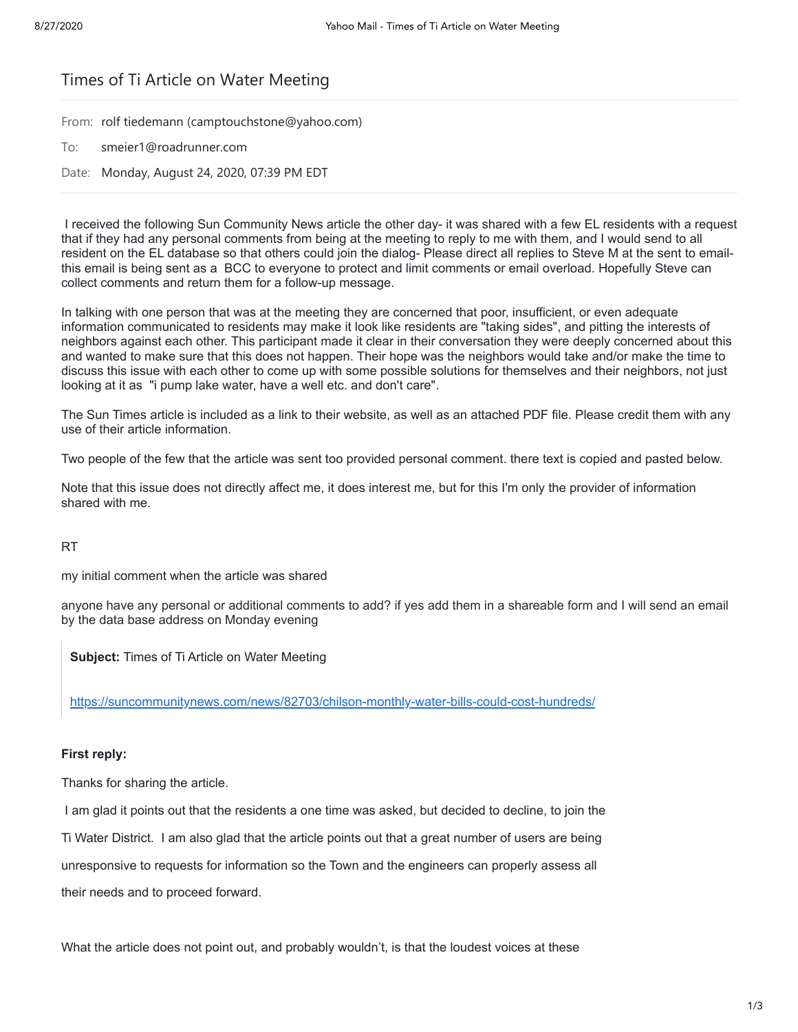# Times of Ti Article on Water Meeting

From: rolf tiedemann (camptouchstone@yahoo.com)

To: smeier1@roadrunner.com

Date: Monday, August 24, 2020, 07:39 PM EDT

I received the following Sun Community News article the other day- it was shared with a few EL residents with a request that if they had any personal comments from being at the meeting to reply to me with them, and I would send to all resident on the EL database so that others could join the dialog- Please direct all replies to Steve M at the sent to email- this email is being sent as a BCC to everyone to protect and limit comments or email overload. Hopefully Steve can collect comments and return them for a follow-up message.

In talking with one person that was at the meeting they are concerned that poor, insufficient, or even adequate information communicated to residents may make it look like residents are "taking sides", and pitting the interests of neighbors against each other. This participant made it clear in their conversation they were deeply concerned about this and wanted to make sure that this does not happen. Their hope was the neighbors would take and/or make the time to discuss this issue with each other to come up with some possible solutions for themselves and their neighbors, not just looking at it as "i pump lake water, have a well etc. and don't care".

The Sun Times article is included as a link to their website, as well as an attached PDF file. Please credit them with any use of their article information.

Two people of the few that the article was sent too provided personal comment. there text is copied and pasted below.

Note that this issue does not directly affect me, it does interest me, but for this I'm only the provider of information shared with me.

RT

my initial comment when the article was shared

anyone have any personal or additional comments to add? if yes add them in a shareable form and I will send an email by the data base address on Monday evening

> **Subject:** Times of Ti Article on Water Meeting
>
> https://suncommunitynews.com/news/82703/chilson-monthly-water-bills-could-cost-hundreds/

**First reply:**

Thanks for sharing the article.

I am glad it points out that the residents a one time was asked, but decided to decline, to join the Ti Water District. I am also glad that the article points out that a great number of users are being unresponsive to requests for information so the Town and the engineers can properly assess all their needs and to proceed forward.

What the article does not point out, and probably wouldn't, is that the loudest voices at these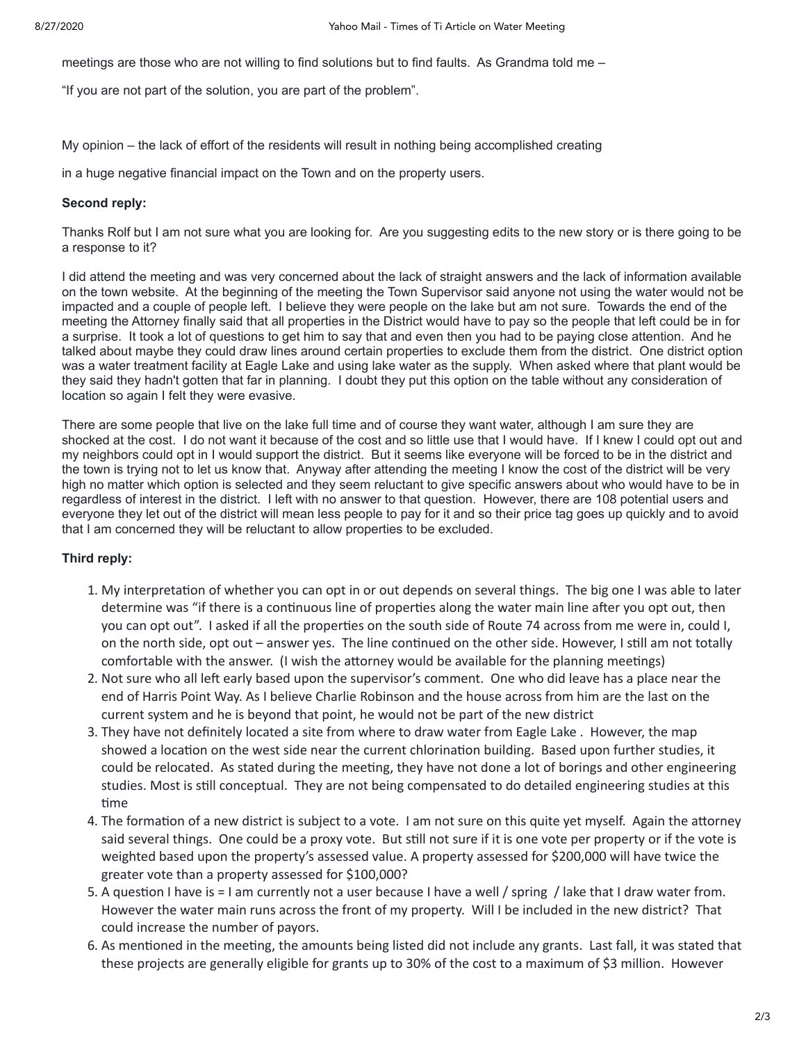meetings are those who are not willing to find solutions but to find faults. As Grandma told me –

"If you are not part of the solution, you are part of the problem".

My opinion – the lack of effort of the residents will result in nothing being accomplished creating

in a huge negative financial impact on the Town and on the property users.

**Second reply:**

Thanks Rolf but I am not sure what you are looking for. Are you suggesting edits to the new story or is there going to be a response to it?

I did attend the meeting and was very concerned about the lack of straight answers and the lack of information available on the town website. At the beginning of the meeting the Town Supervisor said anyone not using the water would not be impacted and a couple of people left. I believe they were people on the lake but am not sure. Towards the end of the meeting the Attorney finally said that all properties in the District would have to pay so the people that left could be in for a surprise. It took a lot of questions to get him to say that and even then you had to be paying close attention. And he talked about maybe they could draw lines around certain properties to exclude them from the district. One district option was a water treatment facility at Eagle Lake and using lake water as the supply. When asked where that plant would be they said they hadn't gotten that far in planning. I doubt they put this option on the table without any consideration of location so again I felt they were evasive.

There are some people that live on the lake full time and of course they want water, although I am sure they are shocked at the cost. I do not want it because of the cost and so little use that I would have. If I knew I could opt out and my neighbors could opt in I would support the district. But it seems like everyone will be forced to be in the district and the town is trying not to let us know that. Anyway after attending the meeting I know the cost of the district will be very high no matter which option is selected and they seem reluctant to give specific answers about who would have to be in regardless of interest in the district. I left with no answer to that question. However, there are 108 potential users and everyone they let out of the district will mean less people to pay for it and so their price tag goes up quickly and to avoid that I am concerned they will be reluctant to allow properties to be excluded.

**Third reply:**

1. My interpretation of whether you can opt in or out depends on several things. The big one I was able to later determine was "if there is a continuous line of properties along the water main line after you opt out, then you can opt out". I asked if all the properties on the south side of Route 74 across from me were in, could I, on the north side, opt out – answer yes. The line continued on the other side. However, I still am not totally comfortable with the answer. (I wish the attorney would be available for the planning meetings)
2. Not sure who all left early based upon the supervisor's comment. One who did leave has a place near the end of Harris Point Way. As I believe Charlie Robinson and the house across from him are the last on the current system and he is beyond that point, he would not be part of the new district
3. They have not definitely located a site from where to draw water from Eagle Lake . However, the map showed a location on the west side near the current chlorination building. Based upon further studies, it could be relocated. As stated during the meeting, they have not done a lot of borings and other engineering studies. Most is still conceptual. They are not being compensated to do detailed engineering studies at this time
4. The formation of a new district is subject to a vote. I am not sure on this quite yet myself. Again the attorney said several things. One could be a proxy vote. But still not sure if it is one vote per property or if the vote is weighted based upon the property's assessed value. A property assessed for $200,000 will have twice the greater vote than a property assessed for $100,000?
5. A question I have is = I am currently not a user because I have a well / spring / lake that I draw water from. However the water main runs across the front of my property. Will I be included in the new district? That could increase the number of payors.
6. As mentioned in the meeting, the amounts being listed did not include any grants. Last fall, it was stated that these projects are generally eligible for grants up to 30% of the cost to a maximum of $3 million. However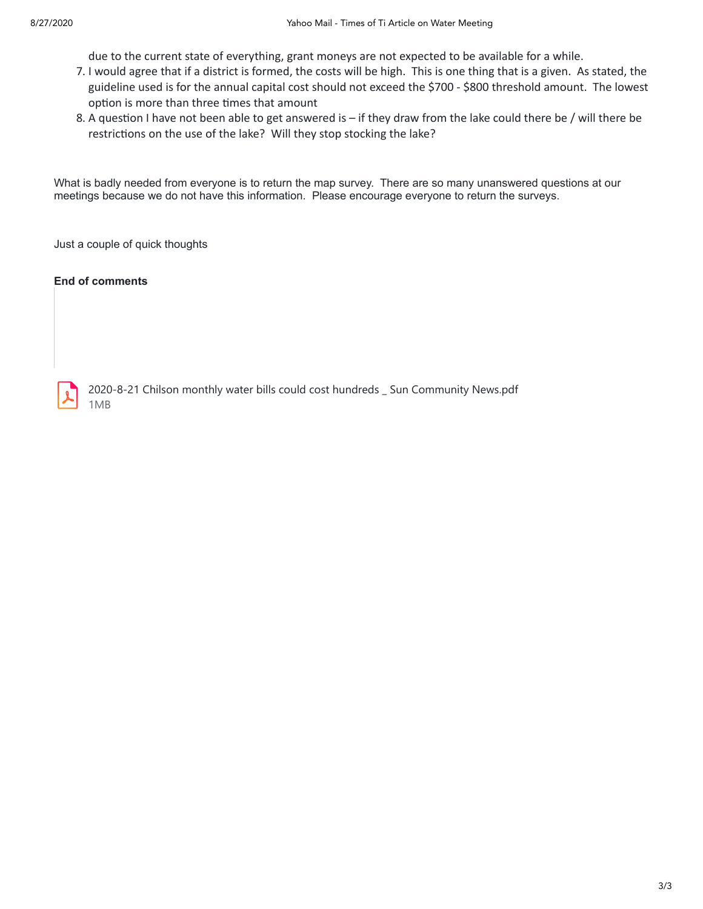due to the current state of everything, grant moneys are not expected to be available for a while.

7. I would agree that if a district is formed, the costs will be high. This is one thing that is a given. As stated, the guideline used is for the annual capital cost should not exceed the $700 - $800 threshold amount. The lowest option is more than three times that amount
8. A question I have not been able to get answered is – if they draw from the lake could there be / will there be restrictions on the use of the lake? Will they stop stocking the lake?

What is badly needed from everyone is to return the map survey. There are so many unanswered questions at our meetings because we do not have this information. Please encourage everyone to return the surveys.

Just a couple of quick thoughts

**End of comments**

2020-8-21 Chilson monthly water bills could cost hundreds _ Sun Community News.pdf
1MB